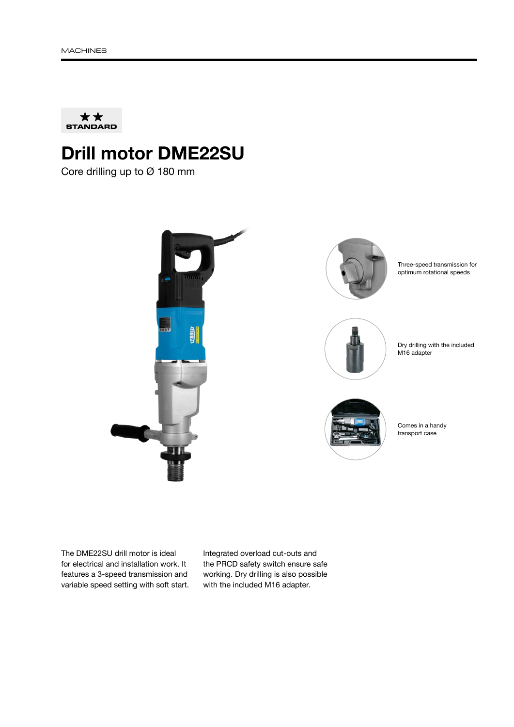MACHINES

★★
STANDARD

# Drill motor DME22SU

Core drilling up to Ø 180 mm

Three-speed transmission for optimum rotational speeds

Dry drilling with the included M16 adapter

Comes in a handy transport case

The DME22SU drill motor is ideal for electrical and installation work. It features a 3-speed transmission and variable speed setting with soft start. Integrated overload cut-outs and the PRCD safety switch ensure safe working. Dry drilling is also possible with the included M16 adapter.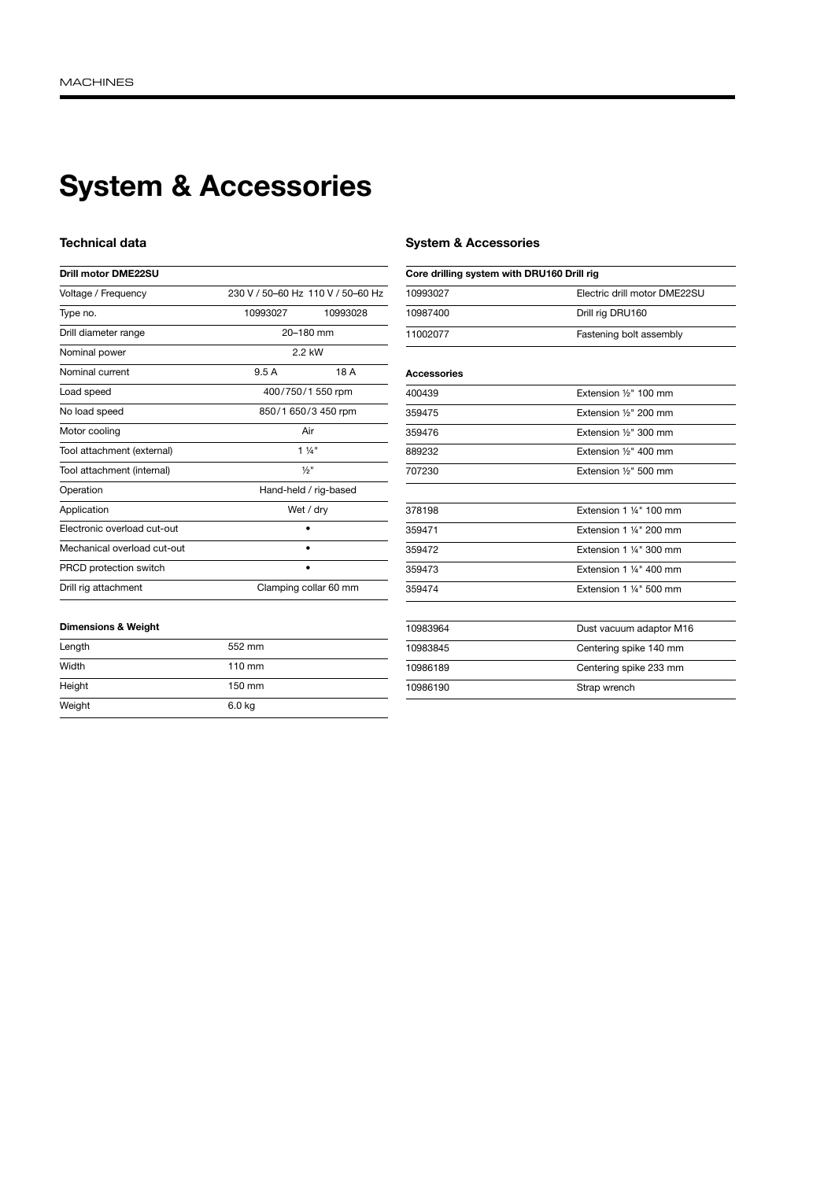# System & Accessories

## Technical data

| Drill motor DME22SU | | |
|---|---|---|
| Voltage / Frequency | 230 V / 50–60 Hz | 110 V / 50–60 Hz |
| Type no. | 10993027 | 10993028 |
| Drill diameter range | 20–180 mm | |
| Nominal power | 2.2 kW | |
| Nominal current | 9.5 A | 18 A |
| Load speed | 400/750/1 550 rpm | |
| No load speed | 850/1 650/3 450 rpm | |
| Motor cooling | Air | |
| Tool attachment (external) | 1 ¼" | |
| Tool attachment (internal) | ½" | |
| Operation | Hand-held / rig-based | |
| Application | Wet / dry | |
| Electronic overload cut-out | • | |
| Mechanical overload cut-out | • | |
| PRCD protection switch | • | |
| Drill rig attachment | Clamping collar 60 mm | |

| Dimensions & Weight | |
|---|---|
| Length | 552 mm |
| Width | 110 mm |
| Height | 150 mm |
| Weight | 6.0 kg |

## System & Accessories

| Core drilling system with DRU160 Drill rig | |
|---|---|
| 10993027 | Electric drill motor DME22SU |
| 10987400 | Drill rig DRU160 |
| 11002077 | Fastening bolt assembly |

| Accessories | |
|---|---|
| 400439 | Extension ½" 100 mm |
| 359475 | Extension ½" 200 mm |
| 359476 | Extension ½" 300 mm |
| 889232 | Extension ½" 400 mm |
| 707230 | Extension ½" 500 mm |
| 378198 | Extension 1 ¼" 100 mm |
| 359471 | Extension 1 ¼" 200 mm |
| 359472 | Extension 1 ¼" 300 mm |
| 359473 | Extension 1 ¼" 400 mm |
| 359474 | Extension 1 ¼" 500 mm |
| 10983964 | Dust vacuum adaptor M16 |
| 10983845 | Centering spike 140 mm |
| 10986189 | Centering spike 233 mm |
| 10986190 | Strap wrench |